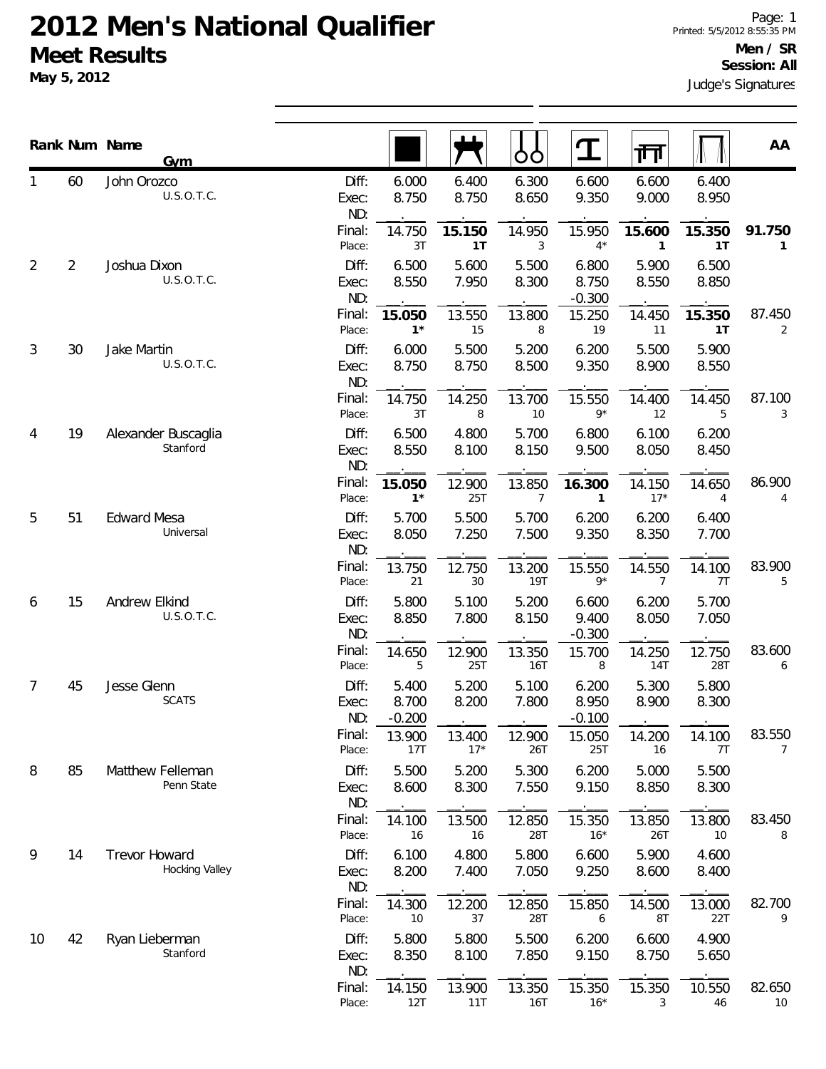# 2012 Men's National Qualifier

## Meet Results

**May 5, 2012**

**Men / SR**
**Session: All**
Judge's Signatures

Printed: 5/5/2012 8:55:35 PM

| Rank | Num | Name / Gym | | Floor | Pommel Horse | Rings | Vault | Parallel Bars | High Bar | AA |
|---|---|---|---|---|---|---|---|---|---|---|
| 1 | 60 | John Orozco<br>U.S.O.T.C. | Diff: | 6.000 | 6.400 | 6.300 | 6.600 | 6.600 | 6.400 | |
| | | | Exec: | 8.750 | 8.750 | 8.650 | 9.350 | 9.000 | 8.950 | |
| | | | ND: | . | . | . | . | . | . | |
| | | | Final: | 14.750 | **15.150** | 14.950 | 15.950 | **15.600** | **15.350** | **91.750** |
| | | | Place: | 3T | **1T** | 3 | 4* | **1** | **1T** | **1** |
| 2 | 2 | Joshua Dixon<br>U.S.O.T.C. | Diff: | 6.500 | 5.600 | 5.500 | 6.800 | 5.900 | 6.500 | |
| | | | Exec: | 8.550 | 7.950 | 8.300 | 8.750 | 8.550 | 8.850 | |
| | | | ND: | . | . | . | -0.300 | . | . | |
| | | | Final: | **15.050** | 13.550 | 13.800 | 15.250 | 14.450 | **15.350** | 87.450 |
| | | | Place: | **1*** | 15 | 8 | 19 | 11 | **1T** | 2 |
| 3 | 30 | Jake Martin<br>U.S.O.T.C. | Diff: | 6.000 | 5.500 | 5.200 | 6.200 | 5.500 | 5.900 | |
| | | | Exec: | 8.750 | 8.750 | 8.500 | 9.350 | 8.900 | 8.550 | |
| | | | ND: | . | . | . | . | . | . | |
| | | | Final: | 14.750 | 14.250 | 13.700 | 15.550 | 14.400 | 14.450 | 87.100 |
| | | | Place: | 3T | 8 | 10 | 9* | 12 | 5 | 3 |
| 4 | 19 | Alexander Buscaglia<br>Stanford | Diff: | 6.500 | 4.800 | 5.700 | 6.800 | 6.100 | 6.200 | |
| | | | Exec: | 8.550 | 8.100 | 8.150 | 9.500 | 8.050 | 8.450 | |
| | | | ND: | . | . | . | . | . | . | |
| | | | Final: | **15.050** | 12.900 | 13.850 | **16.300** | 14.150 | 14.650 | 86.900 |
| | | | Place: | **1*** | 25T | 7 | **1** | 17* | 4 | 4 |
| 5 | 51 | Edward Mesa<br>Universal | Diff: | 5.700 | 5.500 | 5.700 | 6.200 | 6.200 | 6.400 | |
| | | | Exec: | 8.050 | 7.250 | 7.500 | 9.350 | 8.350 | 7.700 | |
| | | | ND: | . | . | . | . | . | . | |
| | | | Final: | 13.750 | 12.750 | 13.200 | 15.550 | 14.550 | 14.100 | 83.900 |
| | | | Place: | 21 | 30 | 19T | 9* | 7 | 7T | 5 |
| 6 | 15 | Andrew Elkind<br>U.S.O.T.C. | Diff: | 5.800 | 5.100 | 5.200 | 6.600 | 6.200 | 5.700 | |
| | | | Exec: | 8.850 | 7.800 | 8.150 | 9.400 | 8.050 | 7.050 | |
| | | | ND: | . | . | . | -0.300 | . | . | |
| | | | Final: | 14.650 | 12.900 | 13.350 | 15.700 | 14.250 | 12.750 | 83.600 |
| | | | Place: | 5 | 25T | 16T | 8 | 14T | 28T | 6 |
| 7 | 45 | Jesse Glenn<br>SCATS | Diff: | 5.400 | 5.200 | 5.100 | 6.200 | 5.300 | 5.800 | |
| | | | Exec: | 8.700 | 8.200 | 7.800 | 8.950 | 8.900 | 8.300 | |
| | | | ND: | -0.200 | . | . | -0.100 | . | . | |
| | | | Final: | 13.900 | 13.400 | 12.900 | 15.050 | 14.200 | 14.100 | 83.550 |
| | | | Place: | 17T | 17* | 26T | 25T | 16 | 7T | 7 |
| 8 | 85 | Matthew Felleman<br>Penn State | Diff: | 5.500 | 5.200 | 5.300 | 6.200 | 5.000 | 5.500 | |
| | | | Exec: | 8.600 | 8.300 | 7.550 | 9.150 | 8.850 | 8.300 | |
| | | | ND: | . | . | . | . | . | . | |
| | | | Final: | 14.100 | 13.500 | 12.850 | 15.350 | 13.850 | 13.800 | 83.450 |
| | | | Place: | 16 | 16 | 28T | 16* | 26T | 10 | 8 |
| 9 | 14 | Trevor Howard<br>Hocking Valley | Diff: | 6.100 | 4.800 | 5.800 | 6.600 | 5.900 | 4.600 | |
| | | | Exec: | 8.200 | 7.400 | 7.050 | 9.250 | 8.600 | 8.400 | |
| | | | ND: | . | . | . | . | . | . | |
| | | | Final: | 14.300 | 12.200 | 12.850 | 15.850 | 14.500 | 13.000 | 82.700 |
| | | | Place: | 10 | 37 | 28T | 6 | 8T | 22T | 9 |
| 10 | 42 | Ryan Lieberman<br>Stanford | Diff: | 5.800 | 5.800 | 5.500 | 6.200 | 6.600 | 4.900 | |
| | | | Exec: | 8.350 | 8.100 | 7.850 | 9.150 | 8.750 | 5.650 | |
| | | | ND: | . | . | . | . | . | . | |
| | | | Final: | 14.150 | 13.900 | 13.350 | 15.350 | 15.350 | 10.550 | 82.650 |
| | | | Place: | 12T | 11T | 16T | 16* | 3 | 46 | 10 |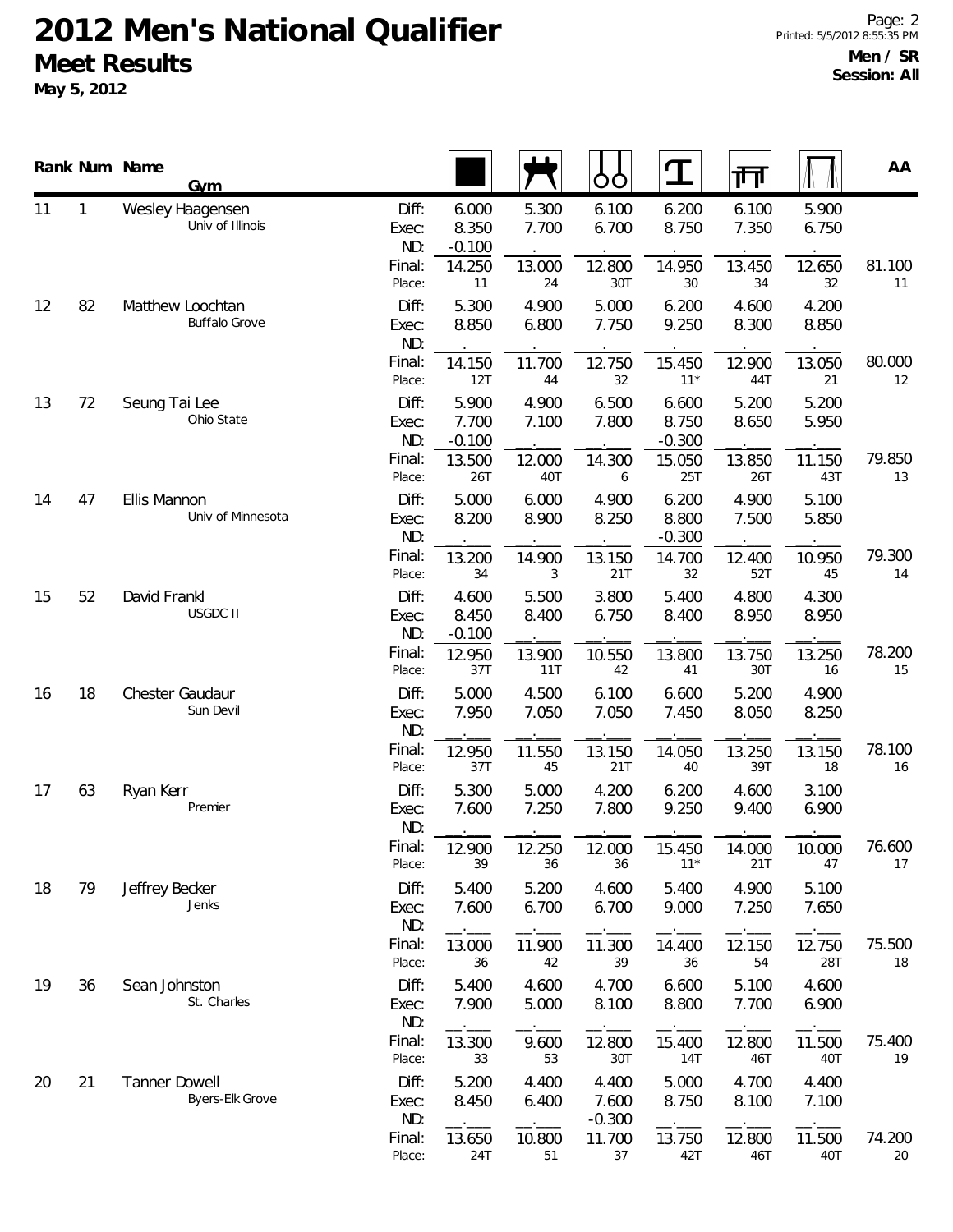# 2012 Men's National Qualifier

## Meet Results

**May 5, 2012**

**Men / SR**
**Session: All**

| Rank | Num | Name / Gym | | Floor | Pommel Horse | Rings | Vault | Parallel Bars | High Bar | AA |
|---|---|---|---|---|---|---|---|---|---|---|
| 11 | 1 | Wesley Haagensen<br>Univ of Illinois | Diff: | 6.000 | 5.300 | 6.100 | 6.200 | 6.100 | 5.900 | |
| | | | Exec: | 8.350 | 7.700 | 6.700 | 8.750 | 7.350 | 6.750 | |
| | | | ND: | -0.100 | . | . | . | . | . | |
| | | | Final: | 14.250 | 13.000 | 12.800 | 14.950 | 13.450 | 12.650 | 81.100 |
| | | | Place: | 11 | 24 | 30T | 30 | 34 | 32 | 11 |
| 12 | 82 | Matthew Loochtan<br>Buffalo Grove | Diff: | 5.300 | 4.900 | 5.000 | 6.200 | 4.600 | 4.200 | |
| | | | Exec: | 8.850 | 6.800 | 7.750 | 9.250 | 8.300 | 8.850 | |
| | | | ND: | . | . | . | . | . | . | |
| | | | Final: | 14.150 | 11.700 | 12.750 | 15.450 | 12.900 | 13.050 | 80.000 |
| | | | Place: | 12T | 44 | 32 | 11* | 44T | 21 | 12 |
| 13 | 72 | Seung Tai Lee<br>Ohio State | Diff: | 5.900 | 4.900 | 6.500 | 6.600 | 5.200 | 5.200 | |
| | | | Exec: | 7.700 | 7.100 | 7.800 | 8.750 | 8.650 | 5.950 | |
| | | | ND: | -0.100 | . | . | -0.300 | . | . | |
| | | | Final: | 13.500 | 12.000 | 14.300 | 15.050 | 13.850 | 11.150 | 79.850 |
| | | | Place: | 26T | 40T | 6 | 25T | 26T | 43T | 13 |
| 14 | 47 | Ellis Mannon<br>Univ of Minnesota | Diff: | 5.000 | 6.000 | 4.900 | 6.200 | 4.900 | 5.100 | |
| | | | Exec: | 8.200 | 8.900 | 8.250 | 8.800 | 7.500 | 5.850 | |
| | | | ND: | . | . | . | -0.300 | . | . | |
| | | | Final: | 13.200 | 14.900 | 13.150 | 14.700 | 12.400 | 10.950 | 79.300 |
| | | | Place: | 34 | 3 | 21T | 32 | 52T | 45 | 14 |
| 15 | 52 | David Frankl<br>USGDC II | Diff: | 4.600 | 5.500 | 3.800 | 5.400 | 4.800 | 4.300 | |
| | | | Exec: | 8.450 | 8.400 | 6.750 | 8.400 | 8.950 | 8.950 | |
| | | | ND: | -0.100 | . | . | . | . | . | |
| | | | Final: | 12.950 | 13.900 | 10.550 | 13.800 | 13.750 | 13.250 | 78.200 |
| | | | Place: | 37T | 11T | 42 | 41 | 30T | 16 | 15 |
| 16 | 18 | Chester Gaudaur<br>Sun Devil | Diff: | 5.000 | 4.500 | 6.100 | 6.600 | 5.200 | 4.900 | |
| | | | Exec: | 7.950 | 7.050 | 7.050 | 7.450 | 8.050 | 8.250 | |
| | | | ND: | . | . | . | . | . | . | |
| | | | Final: | 12.950 | 11.550 | 13.150 | 14.050 | 13.250 | 13.150 | 78.100 |
| | | | Place: | 37T | 45 | 21T | 40 | 39T | 18 | 16 |
| 17 | 63 | Ryan Kerr<br>Premier | Diff: | 5.300 | 5.000 | 4.200 | 6.200 | 4.600 | 3.100 | |
| | | | Exec: | 7.600 | 7.250 | 7.800 | 9.250 | 9.400 | 6.900 | |
| | | | ND: | . | . | . | . | . | . | |
| | | | Final: | 12.900 | 12.250 | 12.000 | 15.450 | 14.000 | 10.000 | 76.600 |
| | | | Place: | 39 | 36 | 36 | 11* | 21T | 47 | 17 |
| 18 | 79 | Jeffrey Becker<br>Jenks | Diff: | 5.400 | 5.200 | 4.600 | 5.400 | 4.900 | 5.100 | |
| | | | Exec: | 7.600 | 6.700 | 6.700 | 9.000 | 7.250 | 7.650 | |
| | | | ND: | . | . | . | . | . | . | |
| | | | Final: | 13.000 | 11.900 | 11.300 | 14.400 | 12.150 | 12.750 | 75.500 |
| | | | Place: | 36 | 42 | 39 | 36 | 54 | 28T | 18 |
| 19 | 36 | Sean Johnston<br>St. Charles | Diff: | 5.400 | 4.600 | 4.700 | 6.600 | 5.100 | 4.600 | |
| | | | Exec: | 7.900 | 5.000 | 8.100 | 8.800 | 7.700 | 6.900 | |
| | | | ND: | . | . | . | . | . | . | |
| | | | Final: | 13.300 | 9.600 | 12.800 | 15.400 | 12.800 | 11.500 | 75.400 |
| | | | Place: | 33 | 53 | 30T | 14T | 46T | 40T | 19 |
| 20 | 21 | Tanner Dowell<br>Byers-Elk Grove | Diff: | 5.200 | 4.400 | 4.400 | 5.000 | 4.700 | 4.400 | |
| | | | Exec: | 8.450 | 6.400 | 7.600 | 8.750 | 8.100 | 7.100 | |
| | | | ND: | . | . | -0.300 | . | . | . | |
| | | | Final: | 13.650 | 10.800 | 11.700 | 13.750 | 12.800 | 11.500 | 74.200 |
| | | | Place: | 24T | 51 | 37 | 42T | 46T | 40T | 20 |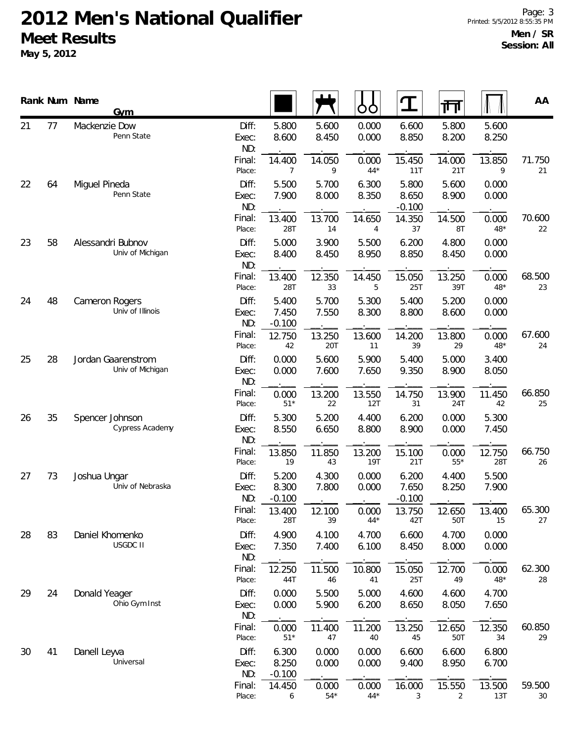# 2012 Men's National Qualifier

## Meet Results

**May 5, 2012**

**Men / SR**
**Session: All**

| Rank | Num | Name / Gym | | Floor | Pommel Horse | Rings | Vault | Parallel Bars | High Bar | AA |
|---|---|---|---|---|---|---|---|---|---|---|
| 21 | 77 | Mackenzie Dow<br>Penn State | Diff: | 5.800 | 5.600 | 0.000 | 6.600 | 5.800 | 5.600 | |
| | | | Exec: | 8.600 | 8.450 | 0.000 | 8.850 | 8.200 | 8.250 | |
| | | | ND: | | | | | | | |
| | | | Final: | 14.400 | 14.050 | 0.000 | 15.450 | 14.000 | 13.850 | 71.750 |
| | | | Place: | 7 | 9 | 44* | 11T | 21T | 9 | 21 |
| 22 | 64 | Miguel Pineda<br>Penn State | Diff: | 5.500 | 5.700 | 6.300 | 5.800 | 5.600 | 0.000 | |
| | | | Exec: | 7.900 | 8.000 | 8.350 | 8.650 | 8.900 | 0.000 | |
| | | | ND: | | | | -0.100 | | | |
| | | | Final: | 13.400 | 13.700 | 14.650 | 14.350 | 14.500 | 0.000 | 70.600 |
| | | | Place: | 28T | 14 | 4 | 37 | 8T | 48* | 22 |
| 23 | 58 | Alessandri Bubnov<br>Univ of Michigan | Diff: | 5.000 | 3.900 | 5.500 | 6.200 | 4.800 | 0.000 | |
| | | | Exec: | 8.400 | 8.450 | 8.950 | 8.850 | 8.450 | 0.000 | |
| | | | ND: | | | | | | | |
| | | | Final: | 13.400 | 12.350 | 14.450 | 15.050 | 13.250 | 0.000 | 68.500 |
| | | | Place: | 28T | 33 | 5 | 25T | 39T | 48* | 23 |
| 24 | 48 | Cameron Rogers<br>Univ of Illinois | Diff: | 5.400 | 5.700 | 5.300 | 5.400 | 5.200 | 0.000 | |
| | | | Exec: | 7.450 | 7.550 | 8.300 | 8.800 | 8.600 | 0.000 | |
| | | | ND: | -0.100 | | | | | | |
| | | | Final: | 12.750 | 13.250 | 13.600 | 14.200 | 13.800 | 0.000 | 67.600 |
| | | | Place: | 42 | 20T | 11 | 39 | 29 | 48* | 24 |
| 25 | 28 | Jordan Gaarenstrom<br>Univ of Michigan | Diff: | 0.000 | 5.600 | 5.900 | 5.400 | 5.000 | 3.400 | |
| | | | Exec: | 0.000 | 7.600 | 7.650 | 9.350 | 8.900 | 8.050 | |
| | | | ND: | | | | | | | |
| | | | Final: | 0.000 | 13.200 | 13.550 | 14.750 | 13.900 | 11.450 | 66.850 |
| | | | Place: | 51* | 22 | 12T | 31 | 24T | 42 | 25 |
| 26 | 35 | Spencer Johnson<br>Cypress Academy | Diff: | 5.300 | 5.200 | 4.400 | 6.200 | 0.000 | 5.300 | |
| | | | Exec: | 8.550 | 6.650 | 8.800 | 8.900 | 0.000 | 7.450 | |
| | | | ND: | | | | | | | |
| | | | Final: | 13.850 | 11.850 | 13.200 | 15.100 | 0.000 | 12.750 | 66.750 |
| | | | Place: | 19 | 43 | 19T | 21T | 55* | 28T | 26 |
| 27 | 73 | Joshua Ungar<br>Univ of Nebraska | Diff: | 5.200 | 4.300 | 0.000 | 6.200 | 4.400 | 5.500 | |
| | | | Exec: | 8.300 | 7.800 | 0.000 | 7.650 | 8.250 | 7.900 | |
| | | | ND: | -0.100 | | | -0.100 | | | |
| | | | Final: | 13.400 | 12.100 | 0.000 | 13.750 | 12.650 | 13.400 | 65.300 |
| | | | Place: | 28T | 39 | 44* | 42T | 50T | 15 | 27 |
| 28 | 83 | Daniel Khomenko<br>USGDC II | Diff: | 4.900 | 4.100 | 4.700 | 6.600 | 4.700 | 0.000 | |
| | | | Exec: | 7.350 | 7.400 | 6.100 | 8.450 | 8.000 | 0.000 | |
| | | | ND: | | | | | | | |
| | | | Final: | 12.250 | 11.500 | 10.800 | 15.050 | 12.700 | 0.000 | 62.300 |
| | | | Place: | 44T | 46 | 41 | 25T | 49 | 48* | 28 |
| 29 | 24 | Donald Yeager<br>Ohio Gym Inst | Diff: | 0.000 | 5.500 | 5.000 | 4.600 | 4.600 | 4.700 | |
| | | | Exec: | 0.000 | 5.900 | 6.200 | 8.650 | 8.050 | 7.650 | |
| | | | ND: | | | | | | | |
| | | | Final: | 0.000 | 11.400 | 11.200 | 13.250 | 12.650 | 12.350 | 60.850 |
| | | | Place: | 51* | 47 | 40 | 45 | 50T | 34 | 29 |
| 30 | 41 | Danell Leyva<br>Universal | Diff: | 6.300 | 0.000 | 0.000 | 6.600 | 6.600 | 6.800 | |
| | | | Exec: | 8.250 | 0.000 | 0.000 | 9.400 | 8.950 | 6.700 | |
| | | | ND: | -0.100 | | | | | | |
| | | | Final: | 14.450 | 0.000 | 0.000 | 16.000 | 15.550 | 13.500 | 59.500 |
| | | | Place: | 6 | 54* | 44* | 3 | 2 | 13T | 30 |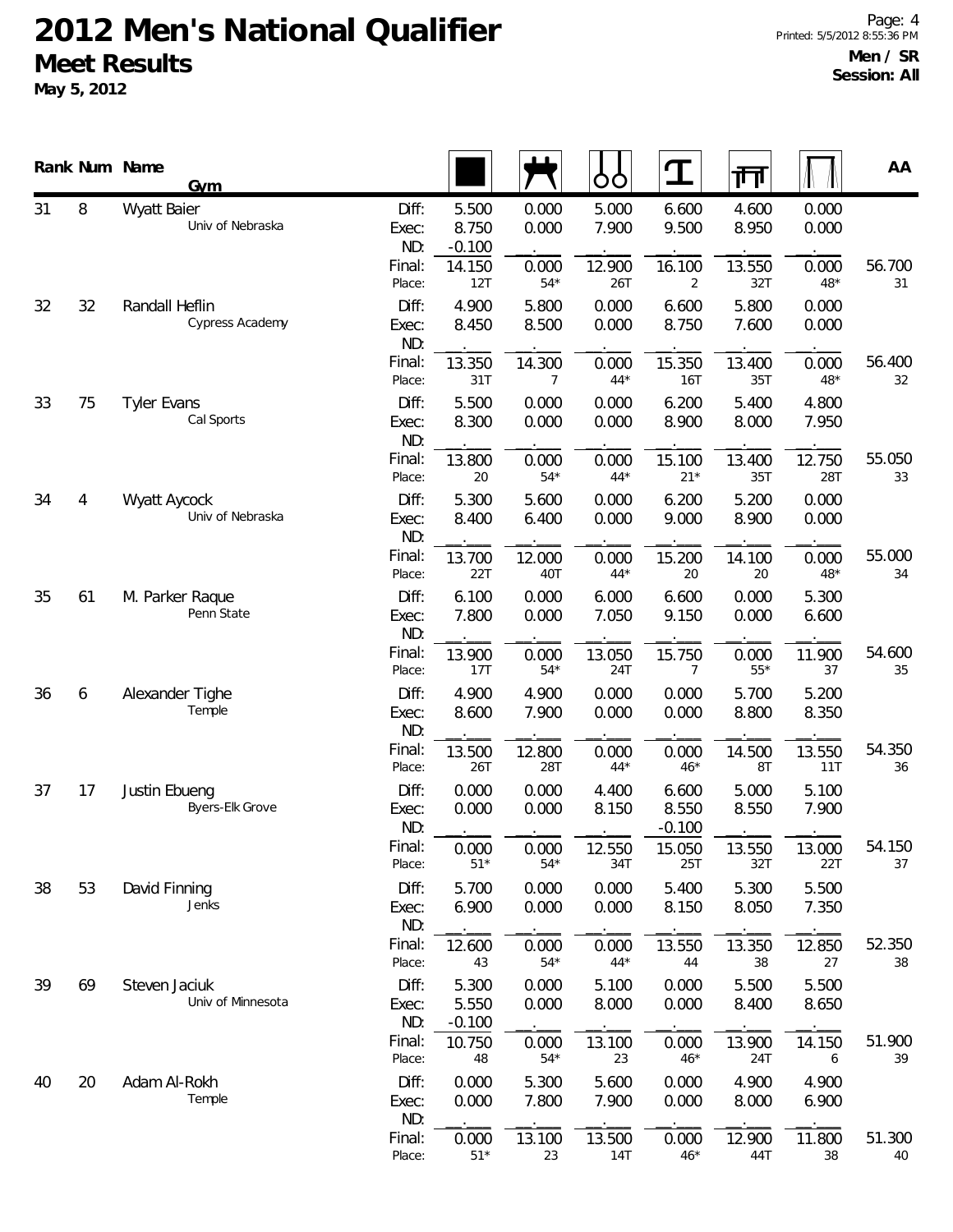# 2012 Men's National Qualifier

## Meet Results

**May 5, 2012**

**Men / SR**
**Session: All**

| Rank | Num | Name / Gym | | Floor | Pommel Horse | Rings | Vault | Parallel Bars | High Bar | AA |
|---|---|---|---|---|---|---|---|---|---|---|
| 31 | 8 | Wyatt Baier | Diff: | 5.500 | 0.000 | 5.000 | 6.600 | 4.600 | 0.000 | |
| | | Univ of Nebraska | Exec: | 8.750 | 0.000 | 7.900 | 9.500 | 8.950 | 0.000 | |
| | | | ND: | -0.100 | . | . | . | . | . | |
| | | | Final: | 14.150 | 0.000 | 12.900 | 16.100 | 13.550 | 0.000 | 56.700 |
| | | | Place: | 12T | 54* | 26T | 2 | 32T | 48* | 31 |
| 32 | 32 | Randall Heflin | Diff: | 4.900 | 5.800 | 0.000 | 6.600 | 5.800 | 0.000 | |
| | | Cypress Academy | Exec: | 8.450 | 8.500 | 0.000 | 8.750 | 7.600 | 0.000 | |
| | | | ND: | . | . | . | . | . | . | |
| | | | Final: | 13.350 | 14.300 | 0.000 | 15.350 | 13.400 | 0.000 | 56.400 |
| | | | Place: | 31T | 7 | 44* | 16T | 35T | 48* | 32 |
| 33 | 75 | Tyler Evans | Diff: | 5.500 | 0.000 | 0.000 | 6.200 | 5.400 | 4.800 | |
| | | Cal Sports | Exec: | 8.300 | 0.000 | 0.000 | 8.900 | 8.000 | 7.950 | |
| | | | ND: | . | . | . | . | . | . | |
| | | | Final: | 13.800 | 0.000 | 0.000 | 15.100 | 13.400 | 12.750 | 55.050 |
| | | | Place: | 20 | 54* | 44* | 21* | 35T | 28T | 33 |
| 34 | 4 | Wyatt Aycock | Diff: | 5.300 | 5.600 | 0.000 | 6.200 | 5.200 | 0.000 | |
| | | Univ of Nebraska | Exec: | 8.400 | 6.400 | 0.000 | 9.000 | 8.900 | 0.000 | |
| | | | ND: | . | . | . | . | . | . | |
| | | | Final: | 13.700 | 12.000 | 0.000 | 15.200 | 14.100 | 0.000 | 55.000 |
| | | | Place: | 22T | 40T | 44* | 20 | 20 | 48* | 34 |
| 35 | 61 | M. Parker Raque | Diff: | 6.100 | 0.000 | 6.000 | 6.600 | 0.000 | 5.300 | |
| | | Penn State | Exec: | 7.800 | 0.000 | 7.050 | 9.150 | 0.000 | 6.600 | |
| | | | ND: | . | . | . | . | . | . | |
| | | | Final: | 13.900 | 0.000 | 13.050 | 15.750 | 0.000 | 11.900 | 54.600 |
| | | | Place: | 17T | 54* | 24T | 7 | 55* | 37 | 35 |
| 36 | 6 | Alexander Tighe | Diff: | 4.900 | 4.900 | 0.000 | 0.000 | 5.700 | 5.200 | |
| | | Temple | Exec: | 8.600 | 7.900 | 0.000 | 0.000 | 8.800 | 8.350 | |
| | | | ND: | . | . | . | . | . | . | |
| | | | Final: | 13.500 | 12.800 | 0.000 | 0.000 | 14.500 | 13.550 | 54.350 |
| | | | Place: | 26T | 28T | 44* | 46* | 8T | 11T | 36 |
| 37 | 17 | Justin Ebueng | Diff: | 0.000 | 0.000 | 4.400 | 6.600 | 5.000 | 5.100 | |
| | | Byers-Elk Grove | Exec: | 0.000 | 0.000 | 8.150 | 8.550 | 8.550 | 7.900 | |
| | | | ND: | . | . | . | -0.100 | . | . | |
| | | | Final: | 0.000 | 0.000 | 12.550 | 15.050 | 13.550 | 13.000 | 54.150 |
| | | | Place: | 51* | 54* | 34T | 25T | 32T | 22T | 37 |
| 38 | 53 | David Finning | Diff: | 5.700 | 0.000 | 0.000 | 5.400 | 5.300 | 5.500 | |
| | | Jenks | Exec: | 6.900 | 0.000 | 0.000 | 8.150 | 8.050 | 7.350 | |
| | | | ND: | . | . | . | . | . | . | |
| | | | Final: | 12.600 | 0.000 | 0.000 | 13.550 | 13.350 | 12.850 | 52.350 |
| | | | Place: | 43 | 54* | 44* | 44 | 38 | 27 | 38 |
| 39 | 69 | Steven Jaciuk | Diff: | 5.300 | 0.000 | 5.100 | 0.000 | 5.500 | 5.500 | |
| | | Univ of Minnesota | Exec: | 5.550 | 0.000 | 8.000 | 0.000 | 8.400 | 8.650 | |
| | | | ND: | -0.100 | . | . | . | . | . | |
| | | | Final: | 10.750 | 0.000 | 13.100 | 0.000 | 13.900 | 14.150 | 51.900 |
| | | | Place: | 48 | 54* | 23 | 46* | 24T | 6 | 39 |
| 40 | 20 | Adam Al-Rokh | Diff: | 0.000 | 5.300 | 5.600 | 0.000 | 4.900 | 4.900 | |
| | | Temple | Exec: | 0.000 | 7.800 | 7.900 | 0.000 | 8.000 | 6.900 | |
| | | | ND: | . | . | . | . | . | . | |
| | | | Final: | 0.000 | 13.100 | 13.500 | 0.000 | 12.900 | 11.800 | 51.300 |
| | | | Place: | 51* | 23 | 14T | 46* | 44T | 38 | 40 |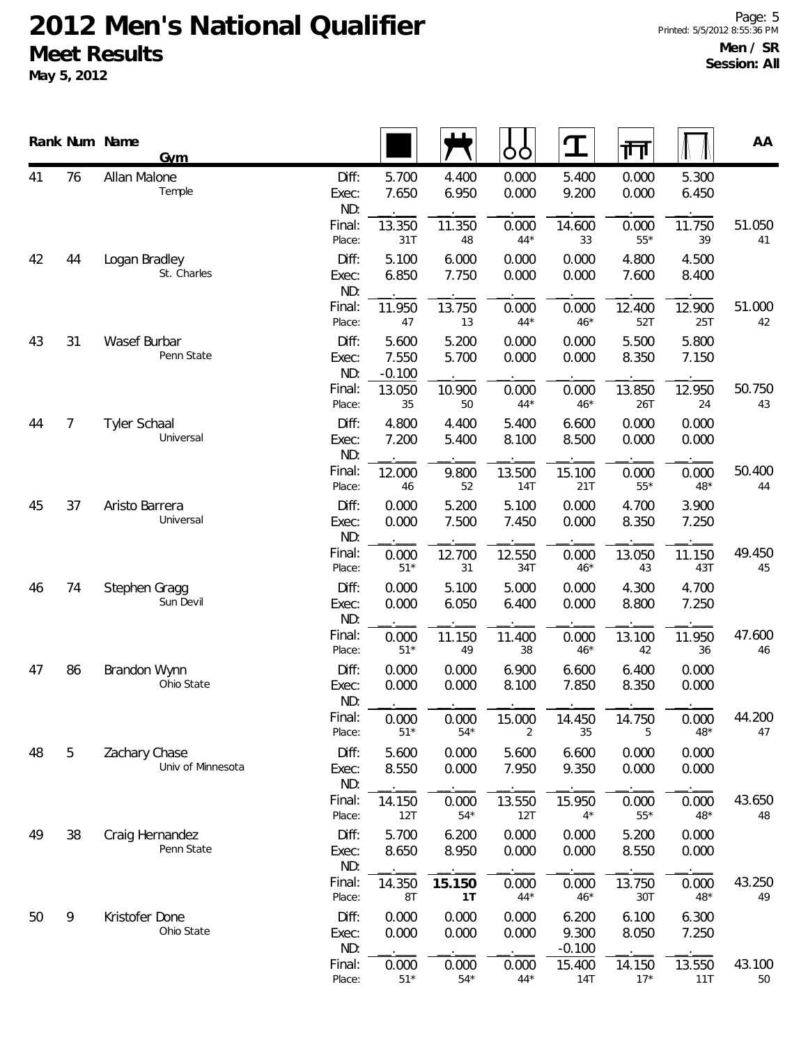# 2012 Men's National Qualifier

## Meet Results

**May 5, 2012**

Printed: 5/5/2012 8:55:36 PM

**Men / SR**
**Session: All**

| Rank | Num | Name / Gym | | Floor | Pommel Horse | Rings | Vault | Parallel Bars | High Bar | AA |
|---|---|---|---|---|---|---|---|---|---|---|
| 41 | 76 | Allan Malone | Diff: | 5.700 | 4.400 | 0.000 | 5.400 | 0.000 | 5.300 | |
| | | Temple | Exec: | 7.650 | 6.950 | 0.000 | 9.200 | 0.000 | 6.450 | |
| | | | ND: | . | . | . | . | . | . | |
| | | | Final: | 13.350 | 11.350 | 0.000 | 14.600 | 0.000 | 11.750 | 51.050 |
| | | | Place: | 31T | 48 | 44* | 33 | 55* | 39 | 41 |
| 42 | 44 | Logan Bradley | Diff: | 5.100 | 6.000 | 0.000 | 0.000 | 4.800 | 4.500 | |
| | | St. Charles | Exec: | 6.850 | 7.750 | 0.000 | 0.000 | 7.600 | 8.400 | |
| | | | ND: | . | . | . | . | . | . | |
| | | | Final: | 11.950 | 13.750 | 0.000 | 0.000 | 12.400 | 12.900 | 51.000 |
| | | | Place: | 47 | 13 | 44* | 46* | 52T | 25T | 42 |
| 43 | 31 | Wasef Burbar | Diff: | 5.600 | 5.200 | 0.000 | 0.000 | 5.500 | 5.800 | |
| | | Penn State | Exec: | 7.550 | 5.700 | 0.000 | 0.000 | 8.350 | 7.150 | |
| | | | ND: | -0.100 | . | . | . | . | . | |
| | | | Final: | 13.050 | 10.900 | 0.000 | 0.000 | 13.850 | 12.950 | 50.750 |
| | | | Place: | 35 | 50 | 44* | 46* | 26T | 24 | 43 |
| 44 | 7 | Tyler Schaal | Diff: | 4.800 | 4.400 | 5.400 | 6.600 | 0.000 | 0.000 | |
| | | Universal | Exec: | 7.200 | 5.400 | 8.100 | 8.500 | 0.000 | 0.000 | |
| | | | ND: | . | . | . | . | . | . | |
| | | | Final: | 12.000 | 9.800 | 13.500 | 15.100 | 0.000 | 0.000 | 50.400 |
| | | | Place: | 46 | 52 | 14T | 21T | 55* | 48* | 44 |
| 45 | 37 | Aristo Barrera | Diff: | 0.000 | 5.200 | 5.100 | 0.000 | 4.700 | 3.900 | |
| | | Universal | Exec: | 0.000 | 7.500 | 7.450 | 0.000 | 8.350 | 7.250 | |
| | | | ND: | . | . | . | . | . | . | |
| | | | Final: | 0.000 | 12.700 | 12.550 | 0.000 | 13.050 | 11.150 | 49.450 |
| | | | Place: | 51* | 31 | 34T | 46* | 43 | 43T | 45 |
| 46 | 74 | Stephen Gragg | Diff: | 0.000 | 5.100 | 5.000 | 0.000 | 4.300 | 4.700 | |
| | | Sun Devil | Exec: | 0.000 | 6.050 | 6.400 | 0.000 | 8.800 | 7.250 | |
| | | | ND: | . | . | . | . | . | . | |
| | | | Final: | 0.000 | 11.150 | 11.400 | 0.000 | 13.100 | 11.950 | 47.600 |
| | | | Place: | 51* | 49 | 38 | 46* | 42 | 36 | 46 |
| 47 | 86 | Brandon Wynn | Diff: | 0.000 | 0.000 | 6.900 | 6.600 | 6.400 | 0.000 | |
| | | Ohio State | Exec: | 0.000 | 0.000 | 8.100 | 7.850 | 8.350 | 0.000 | |
| | | | ND: | . | . | . | . | . | . | |
| | | | Final: | 0.000 | 0.000 | 15.000 | 14.450 | 14.750 | 0.000 | 44.200 |
| | | | Place: | 51* | 54* | 2 | 35 | 5 | 48* | 47 |
| 48 | 5 | Zachary Chase | Diff: | 5.600 | 0.000 | 5.600 | 6.600 | 0.000 | 0.000 | |
| | | Univ of Minnesota | Exec: | 8.550 | 0.000 | 7.950 | 9.350 | 0.000 | 0.000 | |
| | | | ND: | . | . | . | . | . | . | |
| | | | Final: | 14.150 | 0.000 | 13.550 | 15.950 | 0.000 | 0.000 | 43.650 |
| | | | Place: | 12T | 54* | 12T | 4* | 55* | 48* | 48 |
| 49 | 38 | Craig Hernandez | Diff: | 5.700 | 6.200 | 0.000 | 0.000 | 5.200 | 0.000 | |
| | | Penn State | Exec: | 8.650 | 8.950 | 0.000 | 0.000 | 8.550 | 0.000 | |
| | | | ND: | . | . | . | . | . | . | |
| | | | Final: | 14.350 | **15.150** | 0.000 | 0.000 | 13.750 | 0.000 | 43.250 |
| | | | Place: | 8T | **1T** | 44* | 46* | 30T | 48* | 49 |
| 50 | 9 | Kristofer Done | Diff: | 0.000 | 0.000 | 0.000 | 6.200 | 6.100 | 6.300 | |
| | | Ohio State | Exec: | 0.000 | 0.000 | 0.000 | 9.300 | 8.050 | 7.250 | |
| | | | ND: | . | . | . | -0.100 | . | . | |
| | | | Final: | 0.000 | 0.000 | 0.000 | 15.400 | 14.150 | 13.550 | 43.100 |
| | | | Place: | 51* | 54* | 44* | 14T | 17* | 11T | 50 |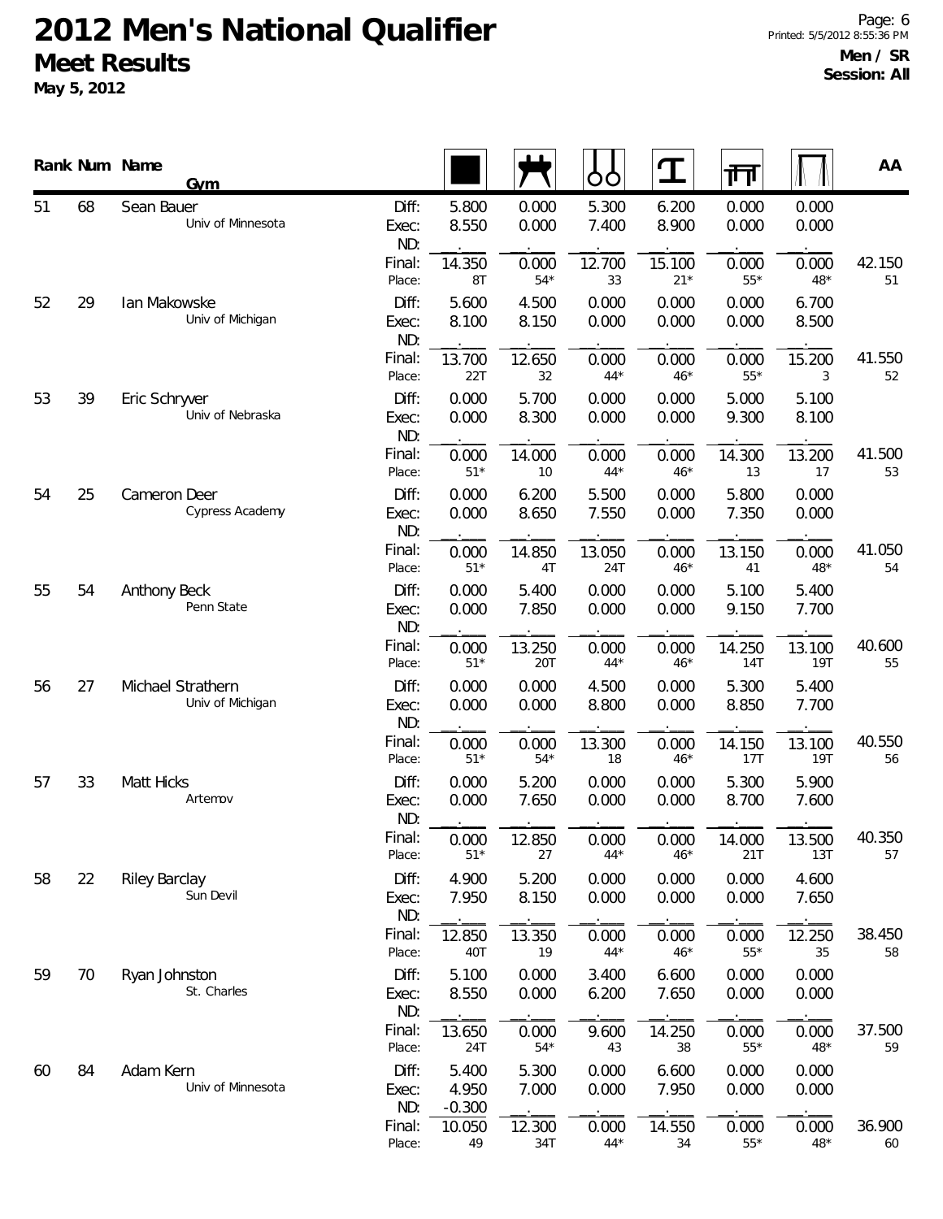# 2012 Men's National Qualifier

## Meet Results

**May 5, 2012**

**Men / SR**
**Session: All**

| Rank | Num | Name / Gym | | Floor | Pommel Horse | Rings | Vault | Parallel Bars | High Bar | AA |
|---|---|---|---|---|---|---|---|---|---|---|
| 51 | 68 | Sean Bauer | Diff: | 5.800 | 0.000 | 5.300 | 6.200 | 0.000 | 0.000 | |
| | | Univ of Minnesota | Exec: | 8.550 | 0.000 | 7.400 | 8.900 | 0.000 | 0.000 | |
| | | | ND: | | | | | | | |
| | | | Final: | 14.350 | 0.000 | 12.700 | 15.100 | 0.000 | 0.000 | 42.150 |
| | | | Place: | 8T | 54* | 33 | 21* | 55* | 48* | 51 |
| 52 | 29 | Ian Makowske | Diff: | 5.600 | 4.500 | 0.000 | 0.000 | 0.000 | 6.700 | |
| | | Univ of Michigan | Exec: | 8.100 | 8.150 | 0.000 | 0.000 | 0.000 | 8.500 | |
| | | | ND: | | | | | | | |
| | | | Final: | 13.700 | 12.650 | 0.000 | 0.000 | 0.000 | 15.200 | 41.550 |
| | | | Place: | 22T | 32 | 44* | 46* | 55* | 3 | 52 |
| 53 | 39 | Eric Schryver | Diff: | 0.000 | 5.700 | 0.000 | 0.000 | 5.000 | 5.100 | |
| | | Univ of Nebraska | Exec: | 0.000 | 8.300 | 0.000 | 0.000 | 9.300 | 8.100 | |
| | | | ND: | | | | | | | |
| | | | Final: | 0.000 | 14.000 | 0.000 | 0.000 | 14.300 | 13.200 | 41.500 |
| | | | Place: | 51* | 10 | 44* | 46* | 13 | 17 | 53 |
| 54 | 25 | Cameron Deer | Diff: | 0.000 | 6.200 | 5.500 | 0.000 | 5.800 | 0.000 | |
| | | Cypress Academy | Exec: | 0.000 | 8.650 | 7.550 | 0.000 | 7.350 | 0.000 | |
| | | | ND: | | | | | | | |
| | | | Final: | 0.000 | 14.850 | 13.050 | 0.000 | 13.150 | 0.000 | 41.050 |
| | | | Place: | 51* | 4T | 24T | 46* | 41 | 48* | 54 |
| 55 | 54 | Anthony Beck | Diff: | 0.000 | 5.400 | 0.000 | 0.000 | 5.100 | 5.400 | |
| | | Penn State | Exec: | 0.000 | 7.850 | 0.000 | 0.000 | 9.150 | 7.700 | |
| | | | ND: | | | | | | | |
| | | | Final: | 0.000 | 13.250 | 0.000 | 0.000 | 14.250 | 13.100 | 40.600 |
| | | | Place: | 51* | 20T | 44* | 46* | 14T | 19T | 55 |
| 56 | 27 | Michael Strathern | Diff: | 0.000 | 0.000 | 4.500 | 0.000 | 5.300 | 5.400 | |
| | | Univ of Michigan | Exec: | 0.000 | 0.000 | 8.800 | 0.000 | 8.850 | 7.700 | |
| | | | ND: | | | | | | | |
| | | | Final: | 0.000 | 0.000 | 13.300 | 0.000 | 14.150 | 13.100 | 40.550 |
| | | | Place: | 51* | 54* | 18 | 46* | 17T | 19T | 56 |
| 57 | 33 | Matt Hicks | Diff: | 0.000 | 5.200 | 0.000 | 0.000 | 5.300 | 5.900 | |
| | | Artemov | Exec: | 0.000 | 7.650 | 0.000 | 0.000 | 8.700 | 7.600 | |
| | | | ND: | | | | | | | |
| | | | Final: | 0.000 | 12.850 | 0.000 | 0.000 | 14.000 | 13.500 | 40.350 |
| | | | Place: | 51* | 27 | 44* | 46* | 21T | 13T | 57 |
| 58 | 22 | Riley Barclay | Diff: | 4.900 | 5.200 | 0.000 | 0.000 | 0.000 | 4.600 | |
| | | Sun Devil | Exec: | 7.950 | 8.150 | 0.000 | 0.000 | 0.000 | 7.650 | |
| | | | ND: | | | | | | | |
| | | | Final: | 12.850 | 13.350 | 0.000 | 0.000 | 0.000 | 12.250 | 38.450 |
| | | | Place: | 40T | 19 | 44* | 46* | 55* | 35 | 58 |
| 59 | 70 | Ryan Johnston | Diff: | 5.100 | 0.000 | 3.400 | 6.600 | 0.000 | 0.000 | |
| | | St. Charles | Exec: | 8.550 | 0.000 | 6.200 | 7.650 | 0.000 | 0.000 | |
| | | | ND: | | | | | | | |
| | | | Final: | 13.650 | 0.000 | 9.600 | 14.250 | 0.000 | 0.000 | 37.500 |
| | | | Place: | 24T | 54* | 43 | 38 | 55* | 48* | 59 |
| 60 | 84 | Adam Kern | Diff: | 5.400 | 5.300 | 0.000 | 6.600 | 0.000 | 0.000 | |
| | | Univ of Minnesota | Exec: | 4.950 | 7.000 | 0.000 | 7.950 | 0.000 | 0.000 | |
| | | | ND: | -0.300 | | | | | | |
| | | | Final: | 10.050 | 12.300 | 0.000 | 14.550 | 0.000 | 0.000 | 36.900 |
| | | | Place: | 49 | 34T | 44* | 34 | 55* | 48* | 60 |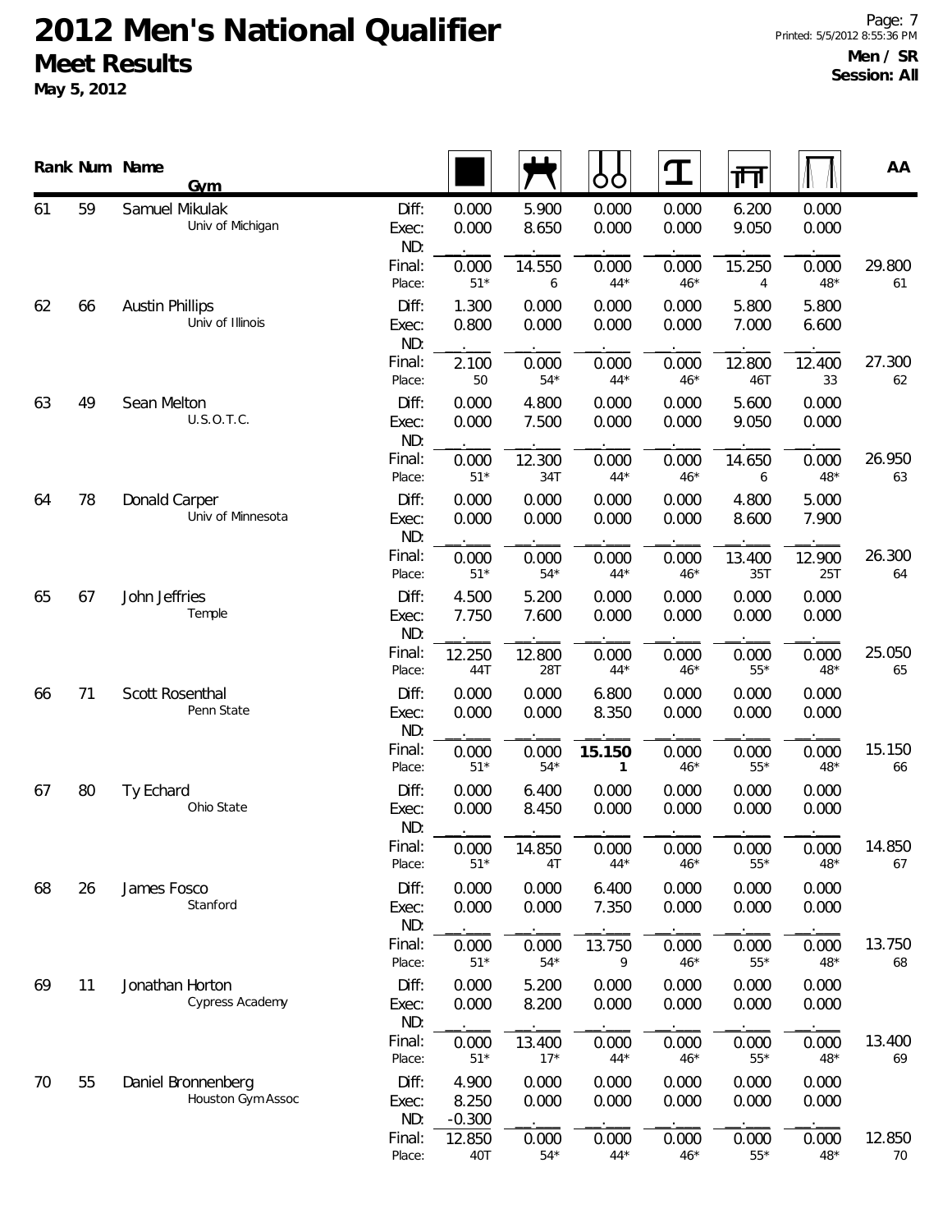# 2012 Men's National Qualifier

## Meet Results

**May 5, 2012**

**Men / SR**
**Session: All**

| Rank | Num | Name / Gym | | Floor | Pommel Horse | Rings | Vault | Parallel Bars | High Bar | AA |
|---|---|---|---|---|---|---|---|---|---|---|
| 61 | 59 | Samuel Mikulak<br>Univ of Michigan | Diff: | 0.000 | 5.900 | 0.000 | 0.000 | 6.200 | 0.000 | |
| | | | Exec: | 0.000 | 8.650 | 0.000 | 0.000 | 9.050 | 0.000 | |
| | | | ND: | . | . | . | . | . | . | |
| | | | Final: | 0.000 | 14.550 | 0.000 | 0.000 | 15.250 | 0.000 | 29.800 |
| | | | Place: | 51* | 6 | 44* | 46* | 4 | 48* | 61 |
| 62 | 66 | Austin Phillips<br>Univ of Illinois | Diff: | 1.300 | 0.000 | 0.000 | 0.000 | 5.800 | 5.800 | |
| | | | Exec: | 0.800 | 0.000 | 0.000 | 0.000 | 7.000 | 6.600 | |
| | | | ND: | . | . | . | . | . | . | |
| | | | Final: | 2.100 | 0.000 | 0.000 | 0.000 | 12.800 | 12.400 | 27.300 |
| | | | Place: | 50 | 54* | 44* | 46* | 46T | 33 | 62 |
| 63 | 49 | Sean Melton<br>U.S.O.T.C. | Diff: | 0.000 | 4.800 | 0.000 | 0.000 | 5.600 | 0.000 | |
| | | | Exec: | 0.000 | 7.500 | 0.000 | 0.000 | 9.050 | 0.000 | |
| | | | ND: | . | . | . | . | . | . | |
| | | | Final: | 0.000 | 12.300 | 0.000 | 0.000 | 14.650 | 0.000 | 26.950 |
| | | | Place: | 51* | 34T | 44* | 46* | 6 | 48* | 63 |
| 64 | 78 | Donald Carper<br>Univ of Minnesota | Diff: | 0.000 | 0.000 | 0.000 | 0.000 | 4.800 | 5.000 | |
| | | | Exec: | 0.000 | 0.000 | 0.000 | 0.000 | 8.600 | 7.900 | |
| | | | ND: | . | . | . | . | . | . | |
| | | | Final: | 0.000 | 0.000 | 0.000 | 0.000 | 13.400 | 12.900 | 26.300 |
| | | | Place: | 51* | 54* | 44* | 46* | 35T | 25T | 64 |
| 65 | 67 | John Jeffries<br>Temple | Diff: | 4.500 | 5.200 | 0.000 | 0.000 | 0.000 | 0.000 | |
| | | | Exec: | 7.750 | 7.600 | 0.000 | 0.000 | 0.000 | 0.000 | |
| | | | ND: | . | . | . | . | . | . | |
| | | | Final: | 12.250 | 12.800 | 0.000 | 0.000 | 0.000 | 0.000 | 25.050 |
| | | | Place: | 44T | 28T | 44* | 46* | 55* | 48* | 65 |
| 66 | 71 | Scott Rosenthal<br>Penn State | Diff: | 0.000 | 0.000 | 6.800 | 0.000 | 0.000 | 0.000 | |
| | | | Exec: | 0.000 | 0.000 | 8.350 | 0.000 | 0.000 | 0.000 | |
| | | | ND: | . | . | . | . | . | . | |
| | | | Final: | 0.000 | 0.000 | **15.150** | 0.000 | 0.000 | 0.000 | 15.150 |
| | | | Place: | 51* | 54* | **1** | 46* | 55* | 48* | 66 |
| 67 | 80 | Ty Echard<br>Ohio State | Diff: | 0.000 | 6.400 | 0.000 | 0.000 | 0.000 | 0.000 | |
| | | | Exec: | 0.000 | 8.450 | 0.000 | 0.000 | 0.000 | 0.000 | |
| | | | ND: | . | . | . | . | . | . | |
| | | | Final: | 0.000 | 14.850 | 0.000 | 0.000 | 0.000 | 0.000 | 14.850 |
| | | | Place: | 51* | 4T | 44* | 46* | 55* | 48* | 67 |
| 68 | 26 | James Fosco<br>Stanford | Diff: | 0.000 | 0.000 | 6.400 | 0.000 | 0.000 | 0.000 | |
| | | | Exec: | 0.000 | 0.000 | 7.350 | 0.000 | 0.000 | 0.000 | |
| | | | ND: | . | . | . | . | . | . | |
| | | | Final: | 0.000 | 0.000 | 13.750 | 0.000 | 0.000 | 0.000 | 13.750 |
| | | | Place: | 51* | 54* | 9 | 46* | 55* | 48* | 68 |
| 69 | 11 | Jonathan Horton<br>Cypress Academy | Diff: | 0.000 | 5.200 | 0.000 | 0.000 | 0.000 | 0.000 | |
| | | | Exec: | 0.000 | 8.200 | 0.000 | 0.000 | 0.000 | 0.000 | |
| | | | ND: | . | . | . | . | . | . | |
| | | | Final: | 0.000 | 13.400 | 0.000 | 0.000 | 0.000 | 0.000 | 13.400 |
| | | | Place: | 51* | 17* | 44* | 46* | 55* | 48* | 69 |
| 70 | 55 | Daniel Bronnenberg<br>Houston Gym Assoc | Diff: | 4.900 | 0.000 | 0.000 | 0.000 | 0.000 | 0.000 | |
| | | | Exec: | 8.250 | 0.000 | 0.000 | 0.000 | 0.000 | 0.000 | |
| | | | ND: | -0.300 | . | . | . | . | . | |
| | | | Final: | 12.850 | 0.000 | 0.000 | 0.000 | 0.000 | 0.000 | 12.850 |
| | | | Place: | 40T | 54* | 44* | 46* | 55* | 48* | 70 |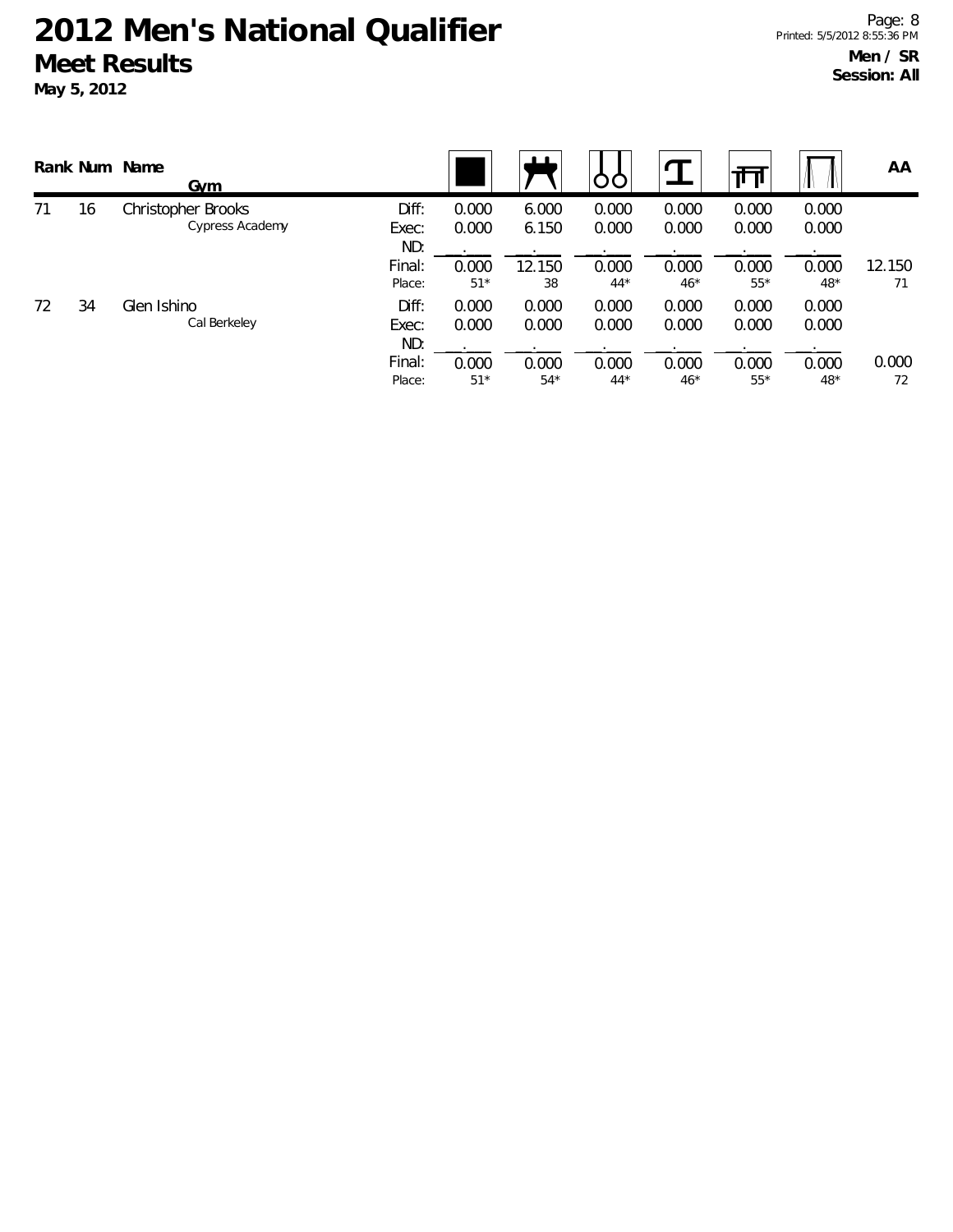# 2012 Men's National Qualifier

## Meet Results

**May 5, 2012**

**Men / SR**
**Session: All**

| Rank | Num | Name / Gym | | Floor | Pommel Horse | Rings | Vault | Parallel Bars | High Bar | AA |
|---|---|---|---|---|---|---|---|---|---|---|
| 71 | 16 | Christopher Brooks | Diff: | 0.000 | 6.000 | 0.000 | 0.000 | 0.000 | 0.000 | |
| | | Cypress Academy | Exec: | 0.000 | 6.150 | 0.000 | 0.000 | 0.000 | 0.000 | |
| | | | ND: | __.___ | __.___ | __.___ | __.___ | __.___ | __.___ | |
| | | | Final: | 0.000 | 12.150 | 0.000 | 0.000 | 0.000 | 0.000 | 12.150 |
| | | | Place: | 51* | 38 | 44* | 46* | 55* | 48* | 71 |
| 72 | 34 | Glen Ishino | Diff: | 0.000 | 0.000 | 0.000 | 0.000 | 0.000 | 0.000 | |
| | | Cal Berkeley | Exec: | 0.000 | 0.000 | 0.000 | 0.000 | 0.000 | 0.000 | |
| | | | ND: | __.___ | __.___ | __.___ | __.___ | __.___ | __.___ | |
| | | | Final: | 0.000 | 0.000 | 0.000 | 0.000 | 0.000 | 0.000 | 0.000 |
| | | | Place: | 51* | 54* | 44* | 46* | 55* | 48* | 72 |